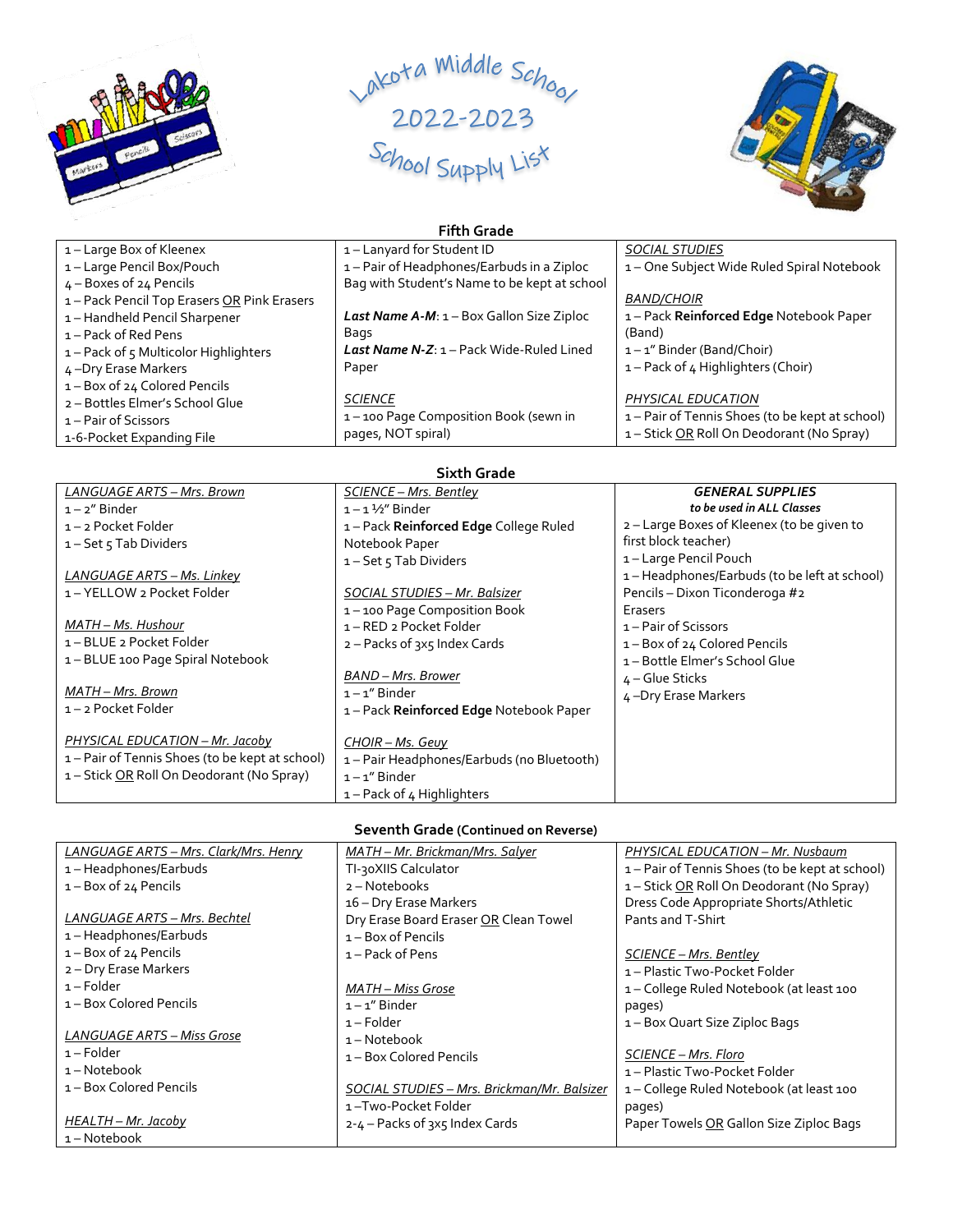# Lakota Middle School

# 2022-2023

# School Supply List

## Fifth Grade

1 – Large Box of Kleenex
1 – Large Pencil Box/Pouch
4 – Boxes of 24 Pencils
1 – Pack Pencil Top Erasers OR Pink Erasers
1 – Handheld Pencil Sharpener
1 – Pack of Red Pens
1 – Pack of 5 Multicolor Highlighters
4 –Dry Erase Markers
1 – Box of 24 Colored Pencils
2 – Bottles Elmer's School Glue
1 – Pair of Scissors
1-6-Pocket Expanding File

1 – Lanyard for Student ID
1 – Pair of Headphones/Earbuds in a Ziploc Bag with Student's Name to be kept at school

***Last Name A-M***: 1 – Box Gallon Size Ziploc Bags
***Last Name N-Z***: 1 – Pack Wide-Ruled Lined Paper

*SCIENCE*
1 – 100 Page Composition Book (sewn in pages, NOT spiral)

*SOCIAL STUDIES*
1 – One Subject Wide Ruled Spiral Notebook

*BAND/CHOIR*
1 – Pack **Reinforced Edge** Notebook Paper (Band)
1 – 1" Binder (Band/Choir)
1 – Pack of 4 Highlighters (Choir)

*PHYSICAL EDUCATION*
1 – Pair of Tennis Shoes (to be kept at school)
1 – Stick OR Roll On Deodorant (No Spray)

## Sixth Grade

*LANGUAGE ARTS – Mrs. Brown*
1 – 2" Binder
1 – 2 Pocket Folder
1 – Set 5 Tab Dividers

*LANGUAGE ARTS – Ms. Linkey*
1 – YELLOW 2 Pocket Folder

*MATH – Ms. Hushour*
1 – BLUE 2 Pocket Folder
1 – BLUE 100 Page Spiral Notebook

*MATH – Mrs. Brown*
1 – 2 Pocket Folder

*PHYSICAL EDUCATION – Mr. Jacoby*
1 – Pair of Tennis Shoes (to be kept at school)
1 – Stick OR Roll On Deodorant (No Spray)

*SCIENCE – Mrs. Bentley*
1 – 1 ½" Binder
1 – Pack **Reinforced Edge** College Ruled Notebook Paper
1 – Set 5 Tab Dividers

*SOCIAL STUDIES – Mr. Balsizer*
1 – 100 Page Composition Book
1 – RED 2 Pocket Folder
2 – Packs of 3x5 Index Cards

*BAND – Mrs. Brower*
1 – 1" Binder
1 – Pack **Reinforced Edge** Notebook Paper

*CHOIR – Ms. Geuy*
1 – Pair Headphones/Earbuds (no Bluetooth)
1 – 1" Binder
1 – Pack of 4 Highlighters

***GENERAL SUPPLIES***
***to be used in ALL Classes***
2 – Large Boxes of Kleenex (to be given to first block teacher)
1 – Large Pencil Pouch
1 – Headphones/Earbuds (to be left at school)
Pencils – Dixon Ticonderoga #2
Erasers
1 – Pair of Scissors
1 – Box of 24 Colored Pencils
1 – Bottle Elmer's School Glue
4 – Glue Sticks
4 –Dry Erase Markers

## Seventh Grade (Continued on Reverse)

*LANGUAGE ARTS – Mrs. Clark/Mrs. Henry*
1 – Headphones/Earbuds
1 – Box of 24 Pencils

*LANGUAGE ARTS – Mrs. Bechtel*
1 – Headphones/Earbuds
1 – Box of 24 Pencils
2 – Dry Erase Markers
1 – Folder
1 – Box Colored Pencils

*LANGUAGE ARTS – Miss Grose*
1 – Folder
1 – Notebook
1 – Box Colored Pencils

*HEALTH – Mr. Jacoby*
1 – Notebook

*MATH – Mr. Brickman/Mrs. Salyer*
TI-30XIIS Calculator
2 – Notebooks
16 – Dry Erase Markers
Dry Erase Board Eraser OR Clean Towel
1 – Box of Pencils
1 – Pack of Pens

*MATH – Miss Grose*
1 – 1" Binder
1 – Folder
1 – Notebook
1 – Box Colored Pencils

*SOCIAL STUDIES – Mrs. Brickman/Mr. Balsizer*
1 –Two-Pocket Folder
2-4 – Packs of 3x5 Index Cards

*PHYSICAL EDUCATION – Mr. Nusbaum*
1 – Pair of Tennis Shoes (to be kept at school)
1 – Stick OR Roll On Deodorant (No Spray)
Dress Code Appropriate Shorts/Athletic Pants and T-Shirt

*SCIENCE – Mrs. Bentley*
1 – Plastic Two-Pocket Folder
1 – College Ruled Notebook (at least 100 pages)
1 – Box Quart Size Ziploc Bags

*SCIENCE – Mrs. Floro*
1 – Plastic Two-Pocket Folder
1 – College Ruled Notebook (at least 100 pages)
Paper Towels OR Gallon Size Ziploc Bags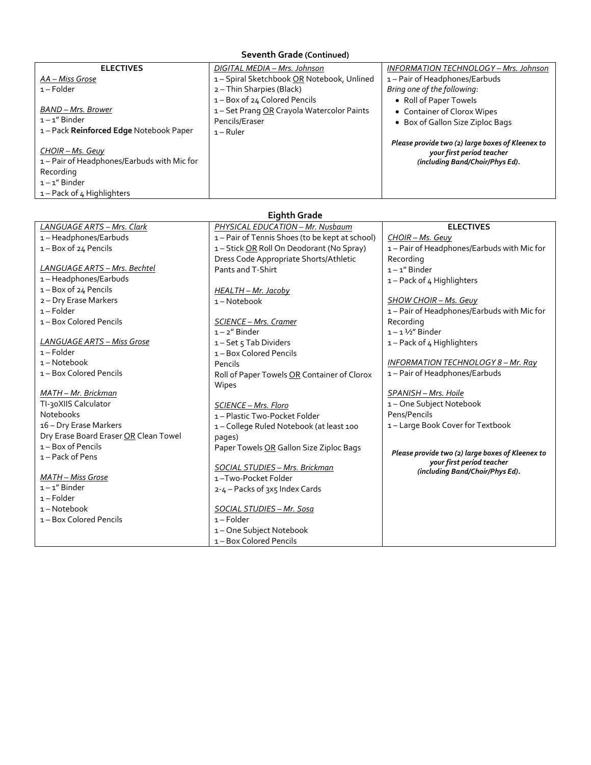## Seventh Grade (Continued)

| | | |
|---|---|---|
| **ELECTIVES**<br><br>*AA – Miss Grose*<br>1 – Folder<br><br>*BAND – Mrs. Brower*<br>1 – 1" Binder<br>1 – Pack **Reinforced Edge** Notebook Paper<br><br>*CHOIR – Ms. Geuy*<br>1 – Pair of Headphones/Earbuds with Mic for Recording<br>1 – 1" Binder<br>1 – Pack of 4 Highlighters | *DIGITAL MEDIA – Mrs. Johnson*<br>1 – Spiral Sketchbook OR Notebook, Unlined<br>2 – Thin Sharpies (Black)<br>1 – Box of 24 Colored Pencils<br>1 – Set Prang OR Crayola Watercolor Paints<br>Pencils/Eraser<br>1 – Ruler | *INFORMATION TECHNOLOGY – Mrs. Johnson*<br>1 – Pair of Headphones/Earbuds<br>*Bring one of the following*:<br>• Roll of Paper Towels<br>• Container of Clorox Wipes<br>• Box of Gallon Size Ziploc Bags<br><br>***Please provide two (2) large boxes of Kleenex to your first period teacher (including Band/Choir/Phys Ed).*** |

## Eighth Grade

| | | |
|---|---|---|
| *LANGUAGE ARTS – Mrs. Clark*<br>1 – Headphones/Earbuds<br>1 – Box of 24 Pencils<br><br>*LANGUAGE ARTS – Mrs. Bechtel*<br>1 – Headphones/Earbuds<br>1 – Box of 24 Pencils<br>2 – Dry Erase Markers<br>1 – Folder<br>1 – Box Colored Pencils<br><br>*LANGUAGE ARTS – Miss Grose*<br>1 – Folder<br>1 – Notebook<br>1 – Box Colored Pencils<br><br>*MATH – Mr. Brickman*<br>TI-30XIIS Calculator<br>Notebooks<br>16 – Dry Erase Markers<br>Dry Erase Board Eraser OR Clean Towel<br>1 – Box of Pencils<br>1 – Pack of Pens<br><br>*MATH – Miss Grose*<br>1 – 1" Binder<br>1 – Folder<br>1 – Notebook<br>1 – Box Colored Pencils | *PHYSICAL EDUCATION – Mr. Nusbaum*<br>1 – Pair of Tennis Shoes (to be kept at school)<br>1 – Stick OR Roll On Deodorant (No Spray)<br>Dress Code Appropriate Shorts/Athletic Pants and T-Shirt<br><br>*HEALTH – Mr. Jacoby*<br>1 – Notebook<br><br>*SCIENCE – Mrs. Cramer*<br>1 – 2" Binder<br>1 – Set 5 Tab Dividers<br>1 – Box Colored Pencils<br>Pencils<br>Roll of Paper Towels OR Container of Clorox Wipes<br><br>*SCIENCE – Mrs. Floro*<br>1 – Plastic Two-Pocket Folder<br>1 – College Ruled Notebook (at least 100 pages)<br>Paper Towels OR Gallon Size Ziploc Bags<br><br>*SOCIAL STUDIES – Mrs. Brickman*<br>1 –Two-Pocket Folder<br>2-4 – Packs of 3x5 Index Cards<br><br>*SOCIAL STUDIES – Mr. Sosa*<br>1 – Folder<br>1 – One Subject Notebook<br>1 – Box Colored Pencils | **ELECTIVES**<br><br>*CHOIR – Ms. Geuy*<br>1 – Pair of Headphones/Earbuds with Mic for Recording<br>1 – 1" Binder<br>1 – Pack of 4 Highlighters<br><br>*SHOW CHOIR – Ms. Geuy*<br>1 – Pair of Headphones/Earbuds with Mic for Recording<br>1 – 1 ½" Binder<br>1 – Pack of 4 Highlighters<br><br>*INFORMATION TECHNOLOGY 8 – Mr. Ray*<br>1 – Pair of Headphones/Earbuds<br><br>*SPANISH – Mrs. Hoile*<br>1 – One Subject Notebook<br>Pens/Pencils<br>1 – Large Book Cover for Textbook<br><br>***Please provide two (2) large boxes of Kleenex to your first period teacher (including Band/Choir/Phys Ed).*** |